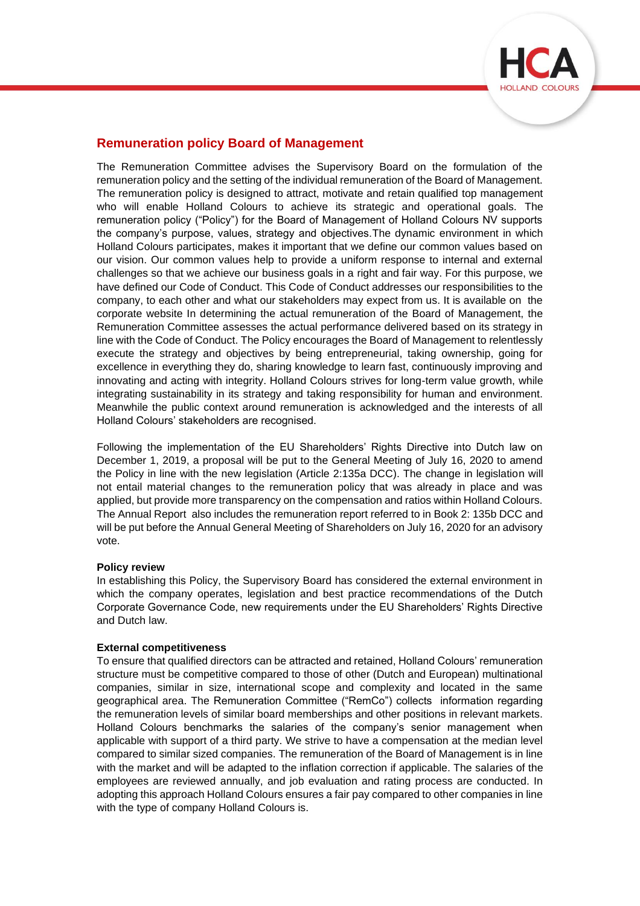## Remuneration policy Board of Management

The Remuneration Committee advises the Supervisory Board on the formulation of the remuneration policy and the setting of the individual remuneration of the Board of Management. The remuneration policy is designed to attract, motivate and retain qualified top management who will enable Holland Colours to achieve its strategic and operational goals. The remuneration policy ("Policy") for the Board of Management of Holland Colours NV supports the company's purpose, values, strategy and objectives.The dynamic environment in which Holland Colours participates, makes it important that we define our common values based on our vision. Our common values help to provide a uniform response to internal and external challenges so that we achieve our business goals in a right and fair way. For this purpose, we have defined our Code of Conduct. This Code of Conduct addresses our responsibilities to the company, to each other and what our stakeholders may expect from us. It is available on the corporate website In determining the actual remuneration of the Board of Management, the Remuneration Committee assesses the actual performance delivered based on its strategy in line with the Code of Conduct. The Policy encourages the Board of Management to relentlessly execute the strategy and objectives by being entrepreneurial, taking ownership, going for excellence in everything they do, sharing knowledge to learn fast, continuously improving and innovating and acting with integrity. Holland Colours strives for long-term value growth, while integrating sustainability in its strategy and taking responsibility for human and environment. Meanwhile the public context around remuneration is acknowledged and the interests of all Holland Colours' stakeholders are recognised.

Following the implementation of the EU Shareholders' Rights Directive into Dutch law on December 1, 2019, a proposal will be put to the General Meeting of July 16, 2020 to amend the Policy in line with the new legislation (Article 2:135a DCC). The change in legislation will not entail material changes to the remuneration policy that was already in place and was applied, but provide more transparency on the compensation and ratios within Holland Colours. The Annual Report also includes the remuneration report referred to in Book 2: 135b DCC and will be put before the Annual General Meeting of Shareholders on July 16, 2020 for an advisory vote.

**Policy review**

In establishing this Policy, the Supervisory Board has considered the external environment in which the company operates, legislation and best practice recommendations of the Dutch Corporate Governance Code, new requirements under the EU Shareholders' Rights Directive and Dutch law.

**External competitiveness**

To ensure that qualified directors can be attracted and retained, Holland Colours' remuneration structure must be competitive compared to those of other (Dutch and European) multinational companies, similar in size, international scope and complexity and located in the same geographical area. The Remuneration Committee ("RemCo") collects information regarding the remuneration levels of similar board memberships and other positions in relevant markets. Holland Colours benchmarks the salaries of the company's senior management when applicable with support of a third party. We strive to have a compensation at the median level compared to similar sized companies. The remuneration of the Board of Management is in line with the market and will be adapted to the inflation correction if applicable. The salaries of the employees are reviewed annually, and job evaluation and rating process are conducted. In adopting this approach Holland Colours ensures a fair pay compared to other companies in line with the type of company Holland Colours is.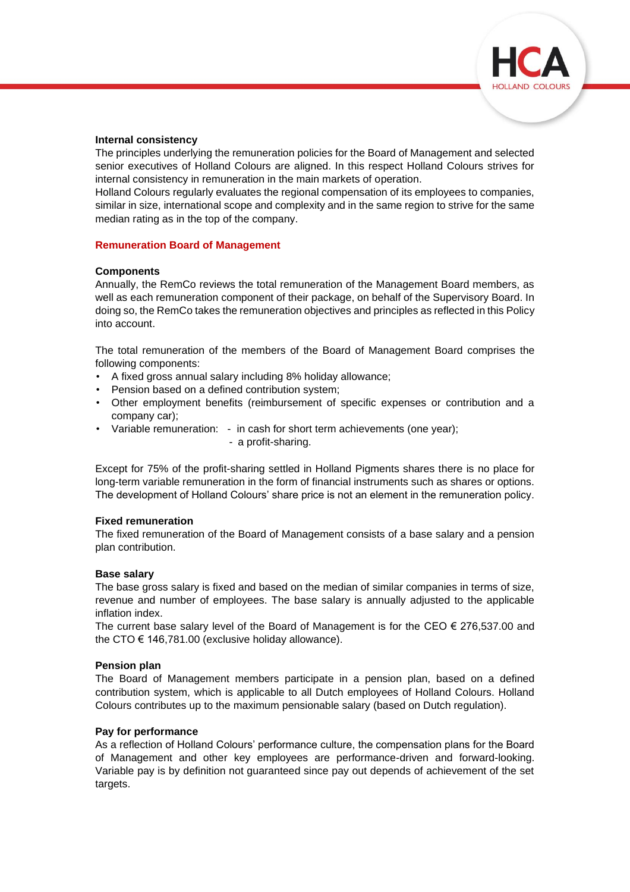**Internal consistency**

The principles underlying the remuneration policies for the Board of Management and selected senior executives of Holland Colours are aligned. In this respect Holland Colours strives for internal consistency in remuneration in the main markets of operation.

Holland Colours regularly evaluates the regional compensation of its employees to companies, similar in size, international scope and complexity and in the same region to strive for the same median rating as in the top of the company.

## Remuneration Board of Management

**Components**

Annually, the RemCo reviews the total remuneration of the Management Board members, as well as each remuneration component of their package, on behalf of the Supervisory Board. In doing so, the RemCo takes the remuneration objectives and principles as reflected in this Policy into account.

The total remuneration of the members of the Board of Management Board comprises the following components:

- A fixed gross annual salary including 8% holiday allowance;
- Pension based on a defined contribution system;
- Other employment benefits (reimbursement of specific expenses or contribution and a company car);
- Variable remuneration:
  - in cash for short term achievements (one year);
  - a profit-sharing.

Except for 75% of the profit-sharing settled in Holland Pigments shares there is no place for long-term variable remuneration in the form of financial instruments such as shares or options. The development of Holland Colours' share price is not an element in the remuneration policy.

**Fixed remuneration**

The fixed remuneration of the Board of Management consists of a base salary and a pension plan contribution.

**Base salary**

The base gross salary is fixed and based on the median of similar companies in terms of size, revenue and number of employees. The base salary is annually adjusted to the applicable inflation index.

The current base salary level of the Board of Management is for the CEO € 276,537.00 and the CTO € 146,781.00 (exclusive holiday allowance).

**Pension plan**

The Board of Management members participate in a pension plan, based on a defined contribution system, which is applicable to all Dutch employees of Holland Colours. Holland Colours contributes up to the maximum pensionable salary (based on Dutch regulation).

**Pay for performance**

As a reflection of Holland Colours' performance culture, the compensation plans for the Board of Management and other key employees are performance-driven and forward-looking. Variable pay is by definition not guaranteed since pay out depends of achievement of the set targets.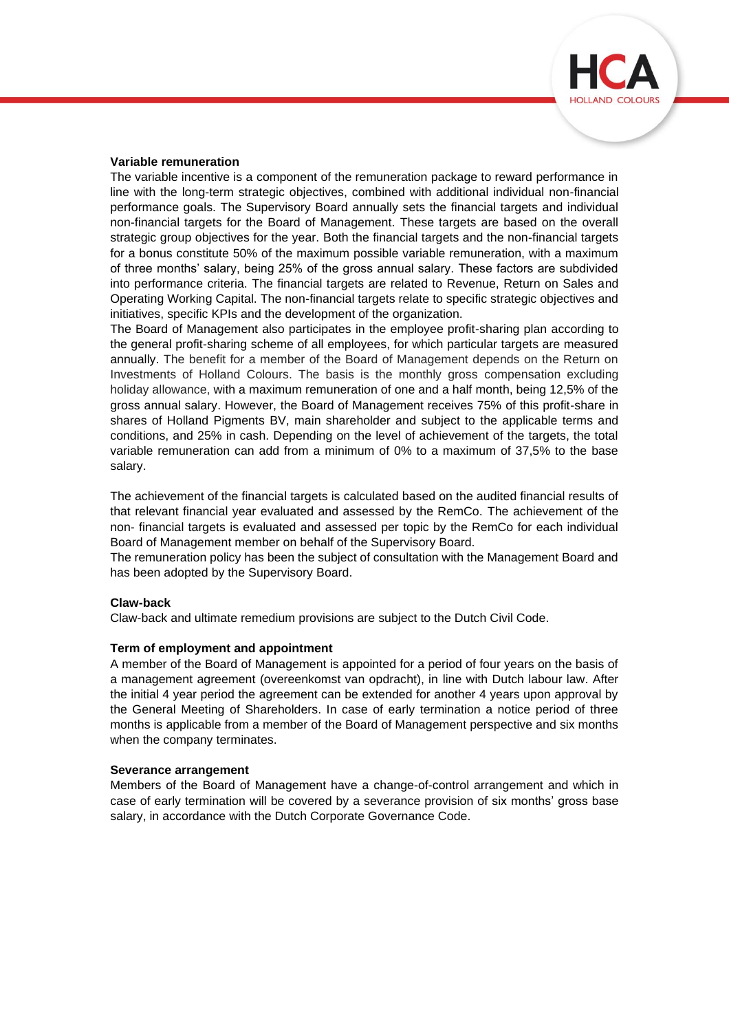### Variable remuneration

The variable incentive is a component of the remuneration package to reward performance in line with the long-term strategic objectives, combined with additional individual non-financial performance goals. The Supervisory Board annually sets the financial targets and individual non-financial targets for the Board of Management. These targets are based on the overall strategic group objectives for the year. Both the financial targets and the non-financial targets for a bonus constitute 50% of the maximum possible variable remuneration, with a maximum of three months' salary, being 25% of the gross annual salary. These factors are subdivided into performance criteria. The financial targets are related to Revenue, Return on Sales and Operating Working Capital. The non-financial targets relate to specific strategic objectives and initiatives, specific KPIs and the development of the organization.

The Board of Management also participates in the employee profit-sharing plan according to the general profit-sharing scheme of all employees, for which particular targets are measured annually. The benefit for a member of the Board of Management depends on the Return on Investments of Holland Colours. The basis is the monthly gross compensation excluding holiday allowance, with a maximum remuneration of one and a half month, being 12,5% of the gross annual salary. However, the Board of Management receives 75% of this profit-share in shares of Holland Pigments BV, main shareholder and subject to the applicable terms and conditions, and 25% in cash. Depending on the level of achievement of the targets, the total variable remuneration can add from a minimum of 0% to a maximum of 37,5% to the base salary.

The achievement of the financial targets is calculated based on the audited financial results of that relevant financial year evaluated and assessed by the RemCo. The achievement of the non- financial targets is evaluated and assessed per topic by the RemCo for each individual Board of Management member on behalf of the Supervisory Board.

The remuneration policy has been the subject of consultation with the Management Board and has been adopted by the Supervisory Board.

### Claw-back

Claw-back and ultimate remedium provisions are subject to the Dutch Civil Code.

### Term of employment and appointment

A member of the Board of Management is appointed for a period of four years on the basis of a management agreement (overeenkomst van opdracht), in line with Dutch labour law. After the initial 4 year period the agreement can be extended for another 4 years upon approval by the General Meeting of Shareholders. In case of early termination a notice period of three months is applicable from a member of the Board of Management perspective and six months when the company terminates.

### Severance arrangement

Members of the Board of Management have a change-of-control arrangement and which in case of early termination will be covered by a severance provision of six months' gross base salary, in accordance with the Dutch Corporate Governance Code.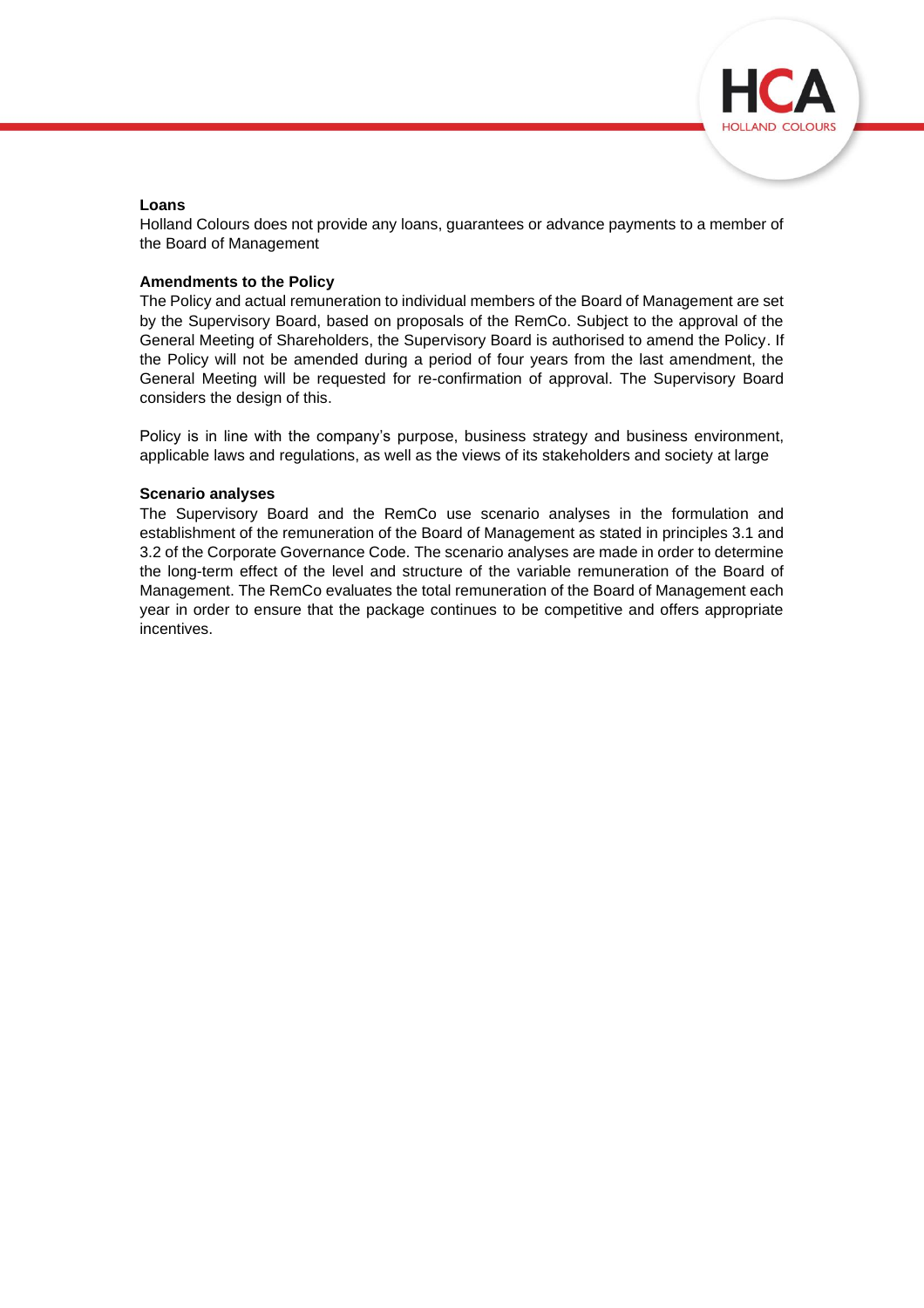**Loans**

Holland Colours does not provide any loans, guarantees or advance payments to a member of the Board of Management

**Amendments to the Policy**

The Policy and actual remuneration to individual members of the Board of Management are set by the Supervisory Board, based on proposals of the RemCo. Subject to the approval of the General Meeting of Shareholders, the Supervisory Board is authorised to amend the Policy. If the Policy will not be amended during a period of four years from the last amendment, the General Meeting will be requested for re-confirmation of approval. The Supervisory Board considers the design of this.

Policy is in line with the company's purpose, business strategy and business environment, applicable laws and regulations, as well as the views of its stakeholders and society at large

**Scenario analyses**

The Supervisory Board and the RemCo use scenario analyses in the formulation and establishment of the remuneration of the Board of Management as stated in principles 3.1 and 3.2 of the Corporate Governance Code. The scenario analyses are made in order to determine the long-term effect of the level and structure of the variable remuneration of the Board of Management. The RemCo evaluates the total remuneration of the Board of Management each year in order to ensure that the package continues to be competitive and offers appropriate incentives.